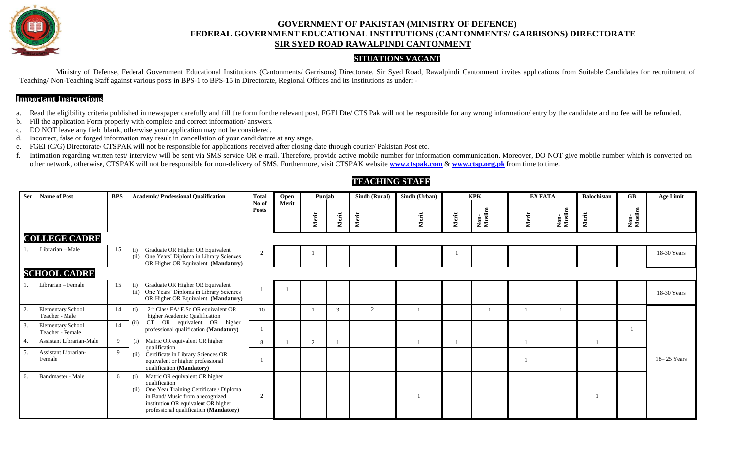# GOVERNMENT OF PAKISTAN (MINISTRY OF DEFENCE)
## FEDERAL GOVERNMENT EDUCATIONAL INSTITUTIONS (CANTONMENTS/ GARRISONS) DIRECTORATE
## SIR SYED ROAD RAWALPINDI CANTONMENT

### SITUATIONS VACANT

Ministry of Defense, Federal Government Educational Institutions (Cantonments/ Garrisons) Directorate, Sir Syed Road, Rawalpindi Cantonment invites applications from Suitable Candidates for recruitment of Teaching/ Non-Teaching Staff against various posts in BPS-1 to BPS-15 in Directorate, Regional Offices and its Institutions as under: -

## Important Instructions

a. Read the eligibility criteria published in newspaper carefully and fill the form for the relevant post, FGEI Dte/ CTS Pak will not be responsible for any wrong information/ entry by the candidate and no fee will be refunded.
b. Fill the application Form properly with complete and correct information/ answers.
c. DO NOT leave any field blank, otherwise your application may not be considered.
d. Incorrect, false or forged information may result in cancellation of your candidature at any stage.
e. FGEI (C/G) Directorate/ CTSPAK will not be responsible for applications received after closing date through courier/ Pakistan Post etc.
f. Intimation regarding written test/ interview will be sent via SMS service OR e-mail. Therefore, provide active mobile number for information communication. Moreover, DO NOT give mobile number which is converted on other network, otherwise, CTSPAK will not be responsible for non-delivery of SMS. Furthermore, visit CTSPAK website **www.ctspak.com** & **www.ctsp.org.pk** from time to time.

## TEACHING STAFF

| Ser | Name of Post | BPS | Academic/ Professional Qualification | Total No of Posts | Open Merit | Punjab | | Sindh (Rural) | Sindh (Urban) | KPK | | EX FATA | | Balochistan | GB | Age Limit |
|---|---|---|---|---|---|---|---|---|---|---|---|---|---|---|---|---|
| | | | | | | Merit | Merit | Merit | Merit | Merit | Non-Muslim | Merit | Non-Muslim | Merit | Non-Muslim | |
| **COLLEGE CADRE** | | | | | | | | | | | | | | | | |
| 1. | Librarian – Male | 15 | (i) Graduate OR Higher OR Equivalent (ii) One Years' Diploma in Library Sciences OR Higher OR Equivalent **(Mandatory)** | 2 | | 1 | | | | 1 | | | | | | 18-30 Years |
| **SCHOOL CADRE** | | | | | | | | | | | | | | | | |
| 1. | Librarian – Female | 15 | (i) Graduate OR Higher OR Equivalent (ii) One Years' Diploma in Library Sciences OR Higher OR Equivalent **(Mandatory)** | 1 | 1 | | | | | | | | | | | 18-30 Years |
| 2. | Elementary School Teacher - Male | 14 | (i) 2nd Class FA/ F.Sc OR equivalent OR higher Academic Qualification (ii) CT OR equivalent OR higher professional qualification **(Mandatory)** | 10 | | 1 | 3 | 2 | 1 | | 1 | 1 | 1 | | | 18– 25 Years |
| 3. | Elementary School Teacher - Female | 14 | | 1 | | | | | | | | | | | 1 | |
| 4. | Assistant Librarian-Male | 9 | (i) Matric OR equivalent OR higher qualification (ii) Certificate in Library Sciences OR equivalent or higher professional qualification **(Mandatory)** | 8 | 1 | 2 | 1 | | 1 | 1 | | 1 | | 1 | | |
| 5. | Assistant Librarian- Female | 9 | | 1 | | | | | | | | 1 | | | | |
| 6. | Bandmaster - Male | 6 | (i) Matric OR equivalent OR higher qualification (ii) One Year Training Certificate / Diploma in Band/ Music from a recognized institution OR equivalent OR higher professional qualification (**Mandatory**) | 2 | | | | | 1 | | | | | 1 | | |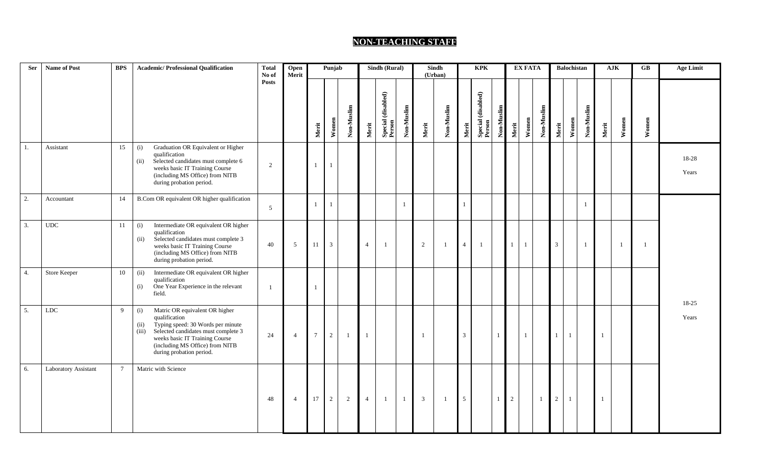# NON-TEACHING STAFF

| Ser | Name of Post | BPS | Academic/ Professional Qualification | Total No of Posts | Open Merit | Punjab | | | Sindh (Rural) | | | Sindh (Urban) | | KPK | | | EX FATA | | | Balochistan | | | AJK | | GB | Age Limit |
|---|---|---|---|---|---|---|---|---|---|---|---|---|---|---|---|---|---|---|---|---|---|---|---|---|---|---|
| | | | | | | Merit | Women | Non-Muslim | Merit | Special (disabled) Person | Non-Muslim | Merit | Non-Muslim | Merit | Special (disabled) Person | Non-Muslim | Merit | Women | Non-Muslim | Merit | Women | Non-Muslim | Merit | Women | Women | |
| 1. | Assistant | 15 | (i) Graduation OR Equivalent or Higher qualification<br>(ii) Selected candidates must complete 6 weeks basic IT Training Course (including MS Office) from NITB during probation period. | 2 | | 1 | 1 | | | | | | | | | | | | | | | | | | | 18-28 Years |
| 2. | Accountant | 14 | B.Com OR equivalent OR higher qualification | 5 | | 1 | 1 | | | | 1 | | | 1 | | | | | | | | 1 | | | | 18-25 Years |
| 3. | UDC | 11 | (i) Intermediate OR equivalent OR higher qualification<br>(ii) Selected candidates must complete 3 weeks basic IT Training Course (including MS Office) from NITB during probation period. | 40 | 5 | 11 | 3 | | 4 | 1 | | 2 | 1 | 4 | 1 | | 1 | 1 | | 3 | | 1 | | 1 | 1 | |
| 4. | Store Keeper | 10 | (ii) Intermediate OR equivalent OR higher qualification<br>(i) One Year Experience in the relevant field. | 1 | | 1 | | | | | | | | | | | | | | | | | | | | |
| 5. | LDC | 9 | (i) Matric OR equivalent OR higher qualification<br>(ii) Typing speed: 30 Words per minute<br>(iii) Selected candidates must complete 3 weeks basic IT Training Course (including MS Office) from NITB during probation period. | 24 | 4 | 7 | 2 | 1 | 1 | | | 1 | | 3 | | 1 | | 1 | | 1 | 1 | | 1 | | | |
| 6. | Laboratory Assistant | 7 | Matric with Science | 48 | 4 | 17 | 2 | 2 | 4 | 1 | 1 | 3 | 1 | 5 | | 1 | 2 | | 1 | 2 | 1 | | 1 | | | |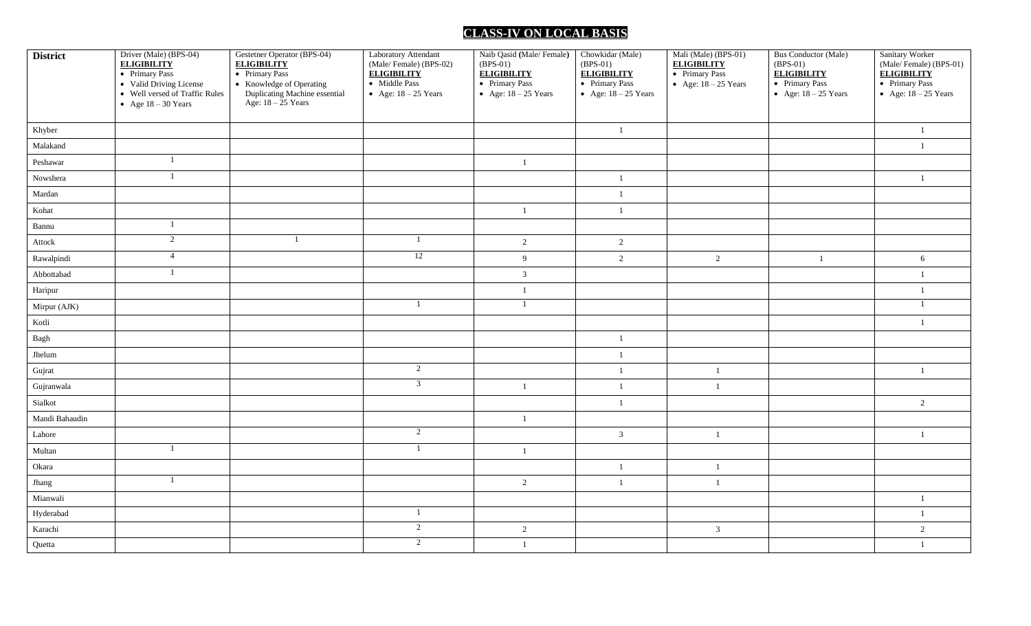# CLASS-IV ON LOCAL BASIS

| District | Driver (Male) (BPS-04) **ELIGIBILITY** • Primary Pass • Valid Driving License • Well versed of Traffic Rules • Age 18 – 30 Years | Gestetner Operator (BPS-04) **ELIGIBILITY** • Primary Pass • Knowledge of Operating Duplicating Machine essential Age: 18 – 25 Years | Laboratory Attendant (Male/ Female) (BPS-02) **ELIGIBILITY** • Middle Pass • Age: 18 – 25 Years | Naib Qasid **(**Male/ Female) (BPS-01) **ELIGIBILITY** • Primary Pass • Age: 18 – 25 Years | Chowkidar (Male) (BPS-01) **ELIGIBILITY** • Primary Pass • Age: 18 – 25 Years | Mali (Male) (BPS-01) **ELIGIBILITY** • Primary Pass • Age: 18 – 25 Years | Bus Conductor (Male) (BPS-01) **ELIGIBILITY** • Primary Pass • Age: 18 – 25 Years | Sanitary Worker (Male/ Female) (BPS-01) **ELIGIBILITY** • Primary Pass • Age: 18 – 25 Years |
|---|---|---|---|---|---|---|---|---|
| Khyber | | | | | 1 | | | 1 |
| Malakand | | | | | | | | 1 |
| Peshawar | 1 | | | 1 | | | | |
| Nowshera | 1 | | | | 1 | | | 1 |
| Mardan | | | | | 1 | | | |
| Kohat | | | | 1 | 1 | | | |
| Bannu | 1 | | | | | | | |
| Attock | 2 | 1 | 1 | 2 | 2 | | | |
| Rawalpindi | 4 | | 12 | 9 | 2 | 2 | 1 | 6 |
| Abbottabad | 1 | | | 3 | | | | 1 |
| Haripur | | | | 1 | | | | 1 |
| Mirpur (AJK) | | | 1 | 1 | | | | 1 |
| Kotli | | | | | | | | 1 |
| Bagh | | | | | 1 | | | |
| Jhelum | | | | | 1 | | | |
| Gujrat | | | 2 | | 1 | 1 | | 1 |
| Gujranwala | | | 3 | 1 | 1 | 1 | | |
| Sialkot | | | | | 1 | | | 2 |
| Mandi Bahaudin | | | | 1 | | | | |
| Lahore | | | 2 | | 3 | 1 | | 1 |
| Multan | 1 | | 1 | 1 | | | | |
| Okara | | | | | 1 | 1 | | |
| Jhang | 1 | | | 2 | 1 | 1 | | |
| Mianwali | | | | | | | | 1 |
| Hyderabad | | | 1 | | | | | 1 |
| Karachi | | | 2 | 2 | | 3 | | 2 |
| Quetta | | | 2 | 1 | | | | 1 |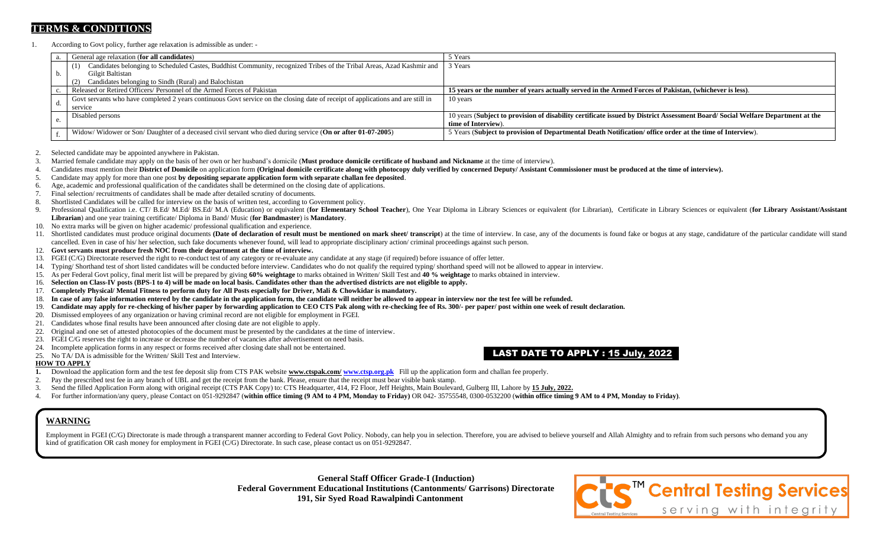## TERMS & CONDITIONS

1. According to Govt policy, further age relaxation is admissible as under: -

| | | |
|---|---|---|
| a. | General age relaxation (**for all candidates**) | 5 Years |
| b. | (1) Candidates belonging to Scheduled Castes, Buddhist Community, recognized Tribes of the Tribal Areas, Azad Kashmir and Gilgit Baltistan<br>(2) Candidates belonging to Sindh (Rural) and Balochistan | 3 Years |
| c. | Released or Retired Officers/ Personnel of the Armed Forces of Pakistan | **15 years or the number of years actually served in the Armed Forces of Pakistan, (whichever is less)**. |
| d. | Govt servants who have completed 2 years continuous Govt service on the closing date of receipt of applications and are still in service | 10 years |
| e. | Disabled persons | 10 years (**Subject to provision of disability certificate issued by District Assessment Board/ Social Welfare Department at the time of Interview**). |
| f. | Widow/ Widower or Son/ Daughter of a deceased civil servant who died during service (**On or after 01-07-2005**) | 5 Years (**Subject to provision of Departmental Death Notification/ office order at the time of Interview**). |

2. Selected candidate may be appointed anywhere in Pakistan.
3. Married female candidate may apply on the basis of her own or her husband's domicile (**Must produce domicile certificate of husband and Nickname** at the time of interview).
4. Candidates must mention their **District of Domicile** on application form **(Original domicile certificate along with photocopy duly verified by concerned Deputy/ Assistant Commissioner must be produced at the time of interview).**
5. Candidate may apply for more than one post **by depositing separate application form with separate challan fee deposited**.
6. Age, academic and professional qualification of the candidates shall be determined on the closing date of applications.
7. Final selection/ recruitments of candidates shall be made after detailed scrutiny of documents.
8. Shortlisted Candidates will be called for interview on the basis of written test, according to Government policy.
9. Professional Qualification i.e. CT/ B.Ed/ M.Ed/ BS.Ed/ M.A (Education) or equivalent (**for Elementary School Teacher**), One Year Diploma in Library Sciences or equivalent (for Librarian), Certificate in Library Sciences or equivalent (**for Library Assistant/Assistant Librarian**) and one year training certificate/ Diploma in Band/ Music (**for Bandmaster**) is **Mandatory**.
10. No extra marks will be given on higher academic/ professional qualification and experience.
11. Shortlisted candidates must produce original documents **(Date of declaration of result must be mentioned on mark sheet/ transcript**) at the time of interview. In case, any of the documents is found fake or bogus at any stage, candidature of the particular candidate will stand cancelled. Even in case of his/ her selection, such fake documents whenever found, will lead to appropriate disciplinary action/ criminal proceedings against such person.
12. **Govt servants must produce fresh NOC from their department at the time of interview.**
13. FGEI (C/G) Directorate reserved the right to re-conduct test of any category or re-evaluate any candidate at any stage (if required) before issuance of offer letter.
14. Typing/ Shorthand test of short listed candidates will be conducted before interview. Candidates who do not qualify the required typing/ shorthand speed will not be allowed to appear in interview.
15. As per Federal Govt policy, final merit list will be prepared by giving **60% weightage** to marks obtained in Written/ Skill Test and **40 % weightage** to marks obtained in interview.
16. **Selection on Class-IV posts (BPS-1 to 4) will be made on local basis. Candidates other than the advertised districts are not eligible to apply.**
17. **Completely Physical/ Mental Fitness to perform duty for All Posts especially for Driver, Mali & Chowkidar is mandatory.**
18. **In case of any false information entered by the candidate in the application form, the candidate will neither be allowed to appear in interview nor the test fee will be refunded.**
19. **Candidate may apply for re-checking of his/her paper by forwarding application to CEO CTS Pak along with re-checking fee of Rs. 300/- per paper/ post within one week of result declaration.**
20. Dismissed employees of any organization or having criminal record are not eligible for employment in FGEI.
21. Candidates whose final results have been announced after closing date are not eligible to apply.
22. Original and one set of attested photocopies of the document must be presented by the candidates at the time of interview.
23. FGEI C/G reserves the right to increase or decrease the number of vacancies after advertisement on need basis.
24. Incomplete application forms in any respect or forms received after closing date shall not be entertained.
25. No TA/ DA is admissible for the Written/ Skill Test and Interview.

**LAST DATE TO APPLY : 15 July, 2022**

### HOW TO APPLY

1. Download the application form and the test fee deposit slip from CTS PAK website **www.ctspak.com/ www.ctsp.org.pk** Fill up the application form and challan fee properly.
2. Pay the prescribed test fee in any branch of UBL and get the receipt from the bank. Please, ensure that the receipt must bear visible bank stamp.
3. Send the filled Application Form along with original receipt (CTS PAK Copy) to: CTS Headquarter, 414, F2 Floor, Jeff Heights, Main Boulevard, Gulberg III, Lahore by **15 July, 2022.**
4. For further information/any query, please Contact on 051-9292847 (**within office timing (9 AM to 4 PM, Monday to Friday)** OR 042- 35755548, 0300-0532200 (**within office timing 9 AM to 4 PM, Monday to Friday)**.

### WARNING

Employment in FGEI (C/G) Directorate is made through a transparent manner according to Federal Govt Policy. Nobody, can help you in selection. Therefore, you are advised to believe yourself and Allah Almighty and to refrain from such persons who demand you any kind of gratification OR cash money for employment in FGEI (C/G) Directorate. In such case, please contact us on 051-9292847.

**General Staff Officer Grade-I (Induction)**
**Federal Government Educational Institutions (Cantonments/ Garrisons) Directorate**
**191, Sir Syed Road Rawalpindi Cantonment**

CTS™ Central Testing Services
serving with integrity